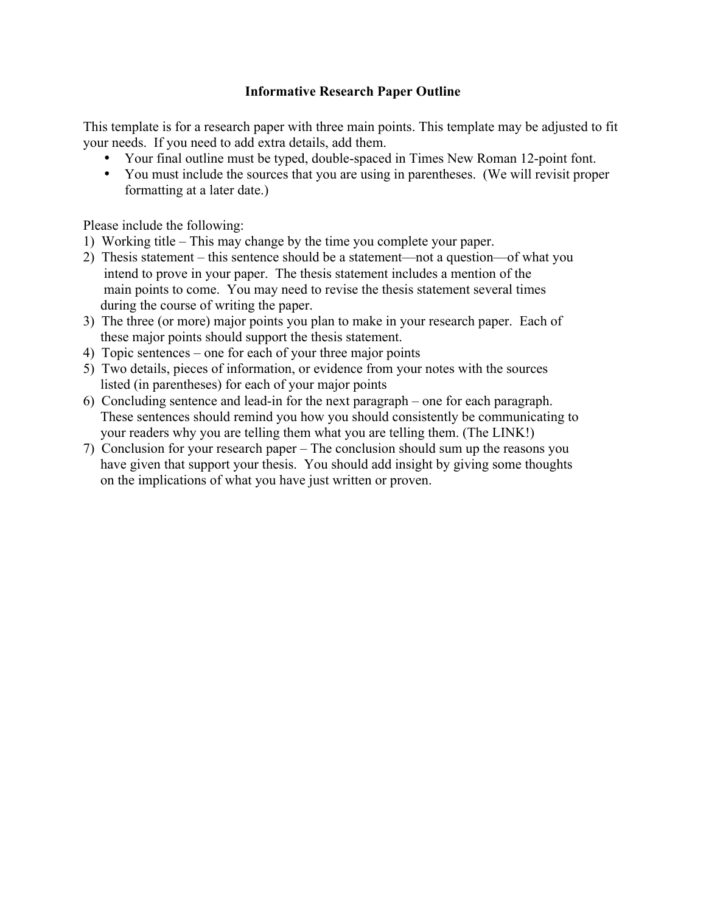# Informative Research Paper Outline

This template is for a research paper with three main points. This template may be adjusted to fit your needs. If you need to add extra details, add them.

- Your final outline must be typed, double-spaced in Times New Roman 12-point font.
- You must include the sources that you are using in parentheses. (We will revisit proper formatting at a later date.)

Please include the following:

1) Working title – This may change by the time you complete your paper.
2) Thesis statement – this sentence should be a statement—not a question—of what you intend to prove in your paper. The thesis statement includes a mention of the main points to come. You may need to revise the thesis statement several times during the course of writing the paper.
3) The three (or more) major points you plan to make in your research paper. Each of these major points should support the thesis statement.
4) Topic sentences – one for each of your three major points
5) Two details, pieces of information, or evidence from your notes with the sources listed (in parentheses) for each of your major points
6) Concluding sentence and lead-in for the next paragraph – one for each paragraph. These sentences should remind you how you should consistently be communicating to your readers why you are telling them what you are telling them. (The LINK!)
7) Conclusion for your research paper – The conclusion should sum up the reasons you have given that support your thesis. You should add insight by giving some thoughts on the implications of what you have just written or proven.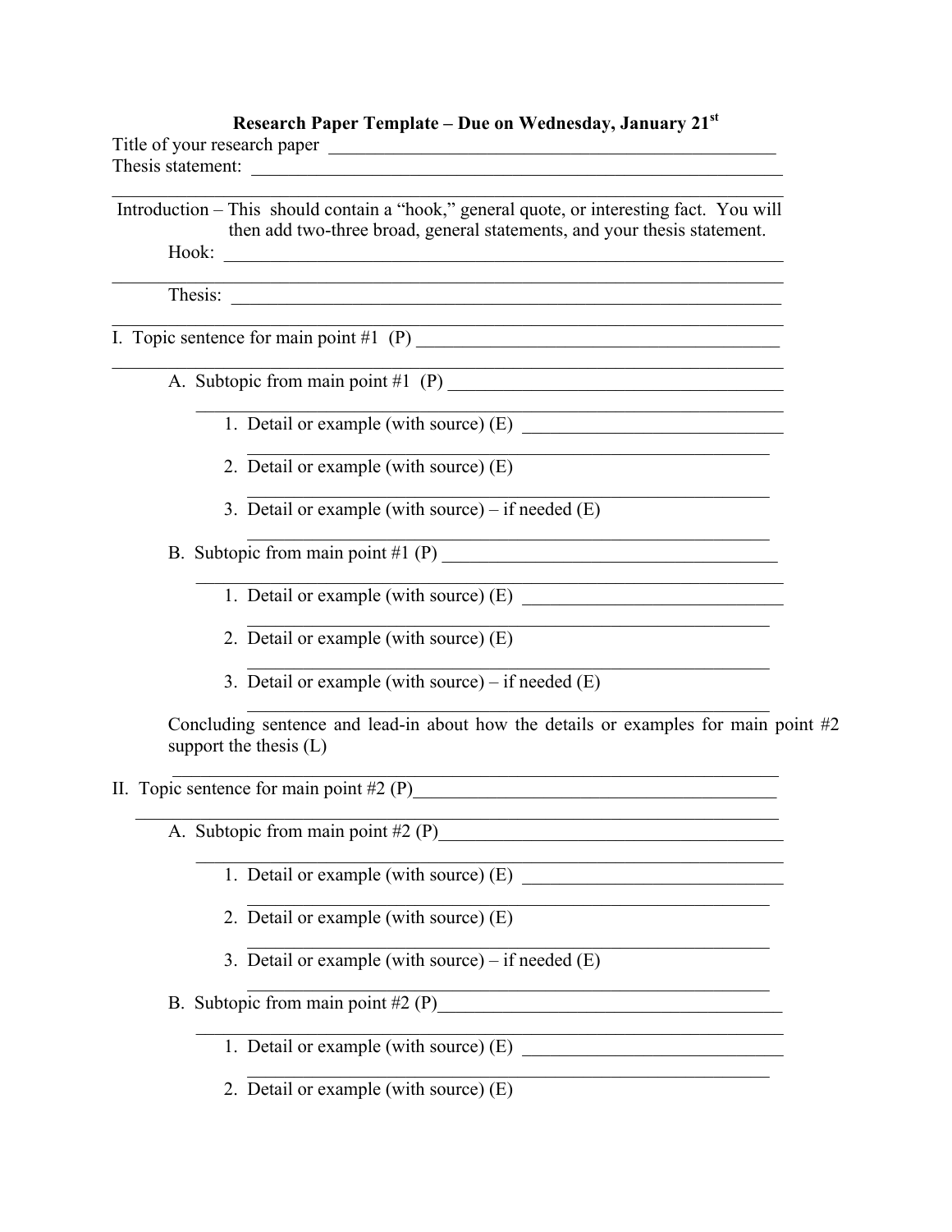# Research Paper Template – Due on Wednesday, January 21st

Title of your research paper ____________________________________________

Thesis statement: ____________________________________________

____________________________________________

Introduction – This should contain a "hook," general quote, or interesting fact. You will then add two-three broad, general statements, and your thesis statement.

Hook: ____________________________________________

____________________________________________

Thesis: ____________________________________________

____________________________________________

I. Topic sentence for main point #1 (P) ____________________________________________

____________________________________________

A. Subtopic from main point #1 (P) ____________________________________________

____________________________________________

1. Detail or example (with source) (E) ______________________________

____________________________________________

2. Detail or example (with source) (E)

____________________________________________

3. Detail or example (with source) – if needed (E)

____________________________________________

B. Subtopic from main point #1 (P) ____________________________________________

____________________________________________

1. Detail or example (with source) (E) ______________________________

____________________________________________

2. Detail or example (with source) (E)

____________________________________________

3. Detail or example (with source) – if needed (E)

____________________________________________

Concluding sentence and lead-in about how the details or examples for main point #2 support the thesis (L)

____________________________________________

II. Topic sentence for main point #2 (P) ____________________________________________

____________________________________________

A. Subtopic from main point #2 (P) ____________________________________________

____________________________________________

1. Detail or example (with source) (E) ______________________________

____________________________________________

2. Detail or example (with source) (E)

____________________________________________

3. Detail or example (with source) – if needed (E)

____________________________________________

B. Subtopic from main point #2 (P) ____________________________________________

____________________________________________

1. Detail or example (with source) (E) ______________________________

____________________________________________

2. Detail or example (with source) (E)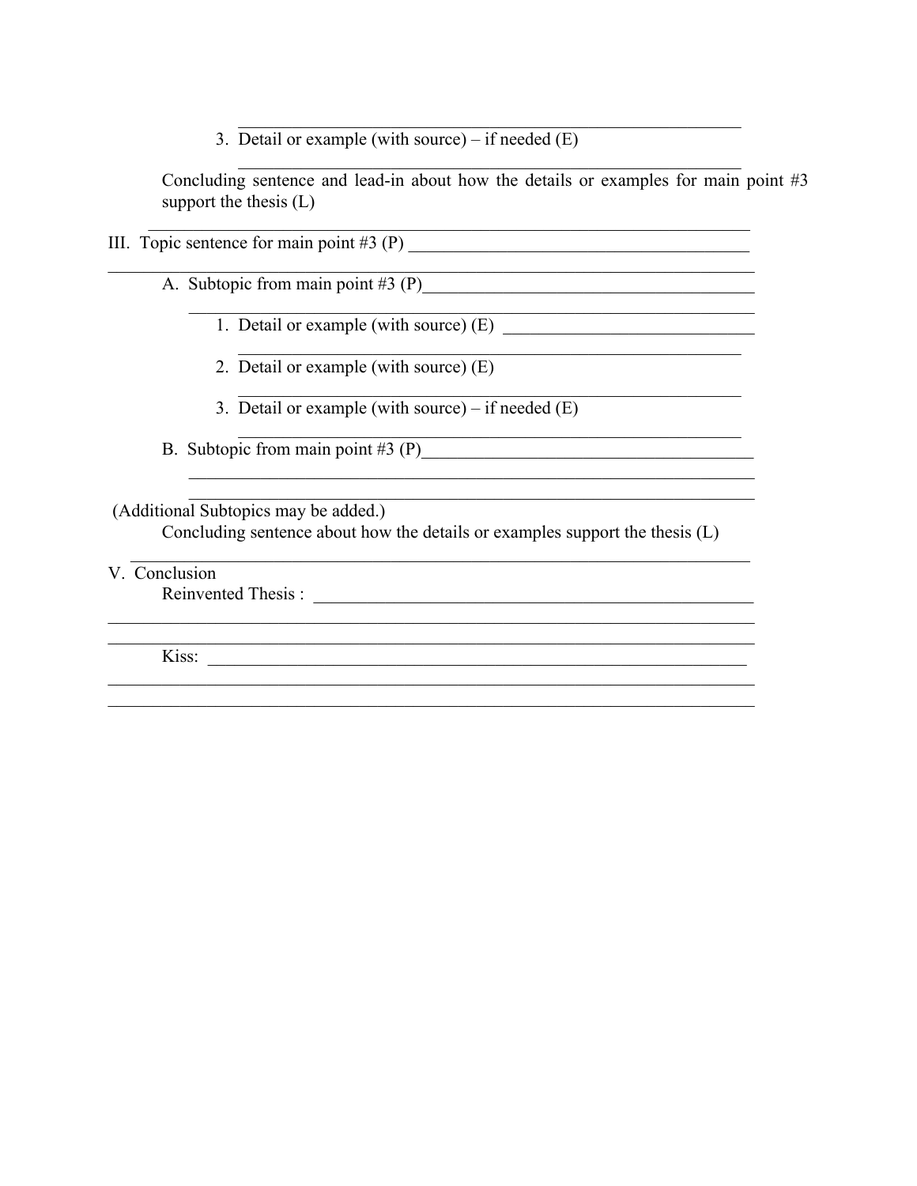3. Detail or example (with source) – if needed (E)

Concluding sentence and lead-in about how the details or examples for main point #3 support the thesis (L)

III. Topic sentence for main point #3 (P) ______________________________

A. Subtopic from main point #3 (P)______________________________

1. Detail or example (with source) (E) ______________________________

2. Detail or example (with source) (E)

3. Detail or example (with source) – if needed (E)

B. Subtopic from main point #3 (P)______________________________

(Additional Subtopics may be added.)

Concluding sentence about how the details or examples support the thesis (L)

V. Conclusion

Reinvented Thesis : ______________________________

Kiss: ______________________________